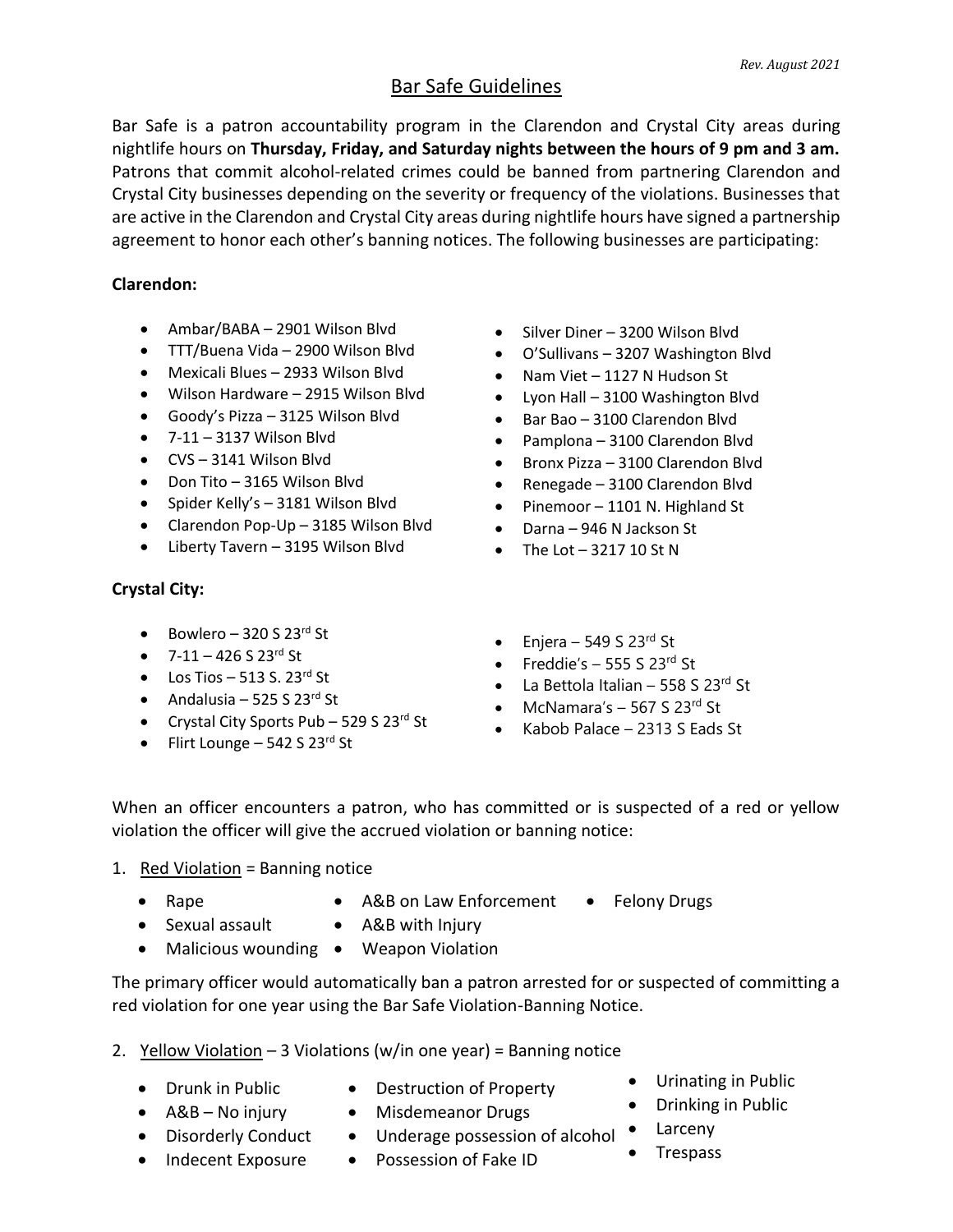*Rev. August 2021*

# Bar Safe Guidelines

Bar Safe is a patron accountability program in the Clarendon and Crystal City areas during nightlife hours on **Thursday, Friday, and Saturday nights between the hours of 9 pm and 3 am.** Patrons that commit alcohol-related crimes could be banned from partnering Clarendon and Crystal City businesses depending on the severity or frequency of the violations. Businesses that are active in the Clarendon and Crystal City areas during nightlife hours have signed a partnership agreement to honor each other's banning notices. The following businesses are participating:

**Clarendon:**

- Ambar/BABA – 2901 Wilson Blvd
- TTT/Buena Vida – 2900 Wilson Blvd
- Mexicali Blues – 2933 Wilson Blvd
- Wilson Hardware – 2915 Wilson Blvd
- Goody's Pizza – 3125 Wilson Blvd
- 7-11 – 3137 Wilson Blvd
- CVS – 3141 Wilson Blvd
- Don Tito – 3165 Wilson Blvd
- Spider Kelly's – 3181 Wilson Blvd
- Clarendon Pop-Up – 3185 Wilson Blvd
- Liberty Tavern – 3195 Wilson Blvd
- Silver Diner – 3200 Wilson Blvd
- O'Sullivans – 3207 Washington Blvd
- Nam Viet – 1127 N Hudson St
- Lyon Hall – 3100 Washington Blvd
- Bar Bao – 3100 Clarendon Blvd
- Pamplona – 3100 Clarendon Blvd
- Bronx Pizza – 3100 Clarendon Blvd
- Renegade – 3100 Clarendon Blvd
- Pinemoor – 1101 N. Highland St
- Darna – 946 N Jackson St
- The Lot – 3217 10 St N

**Crystal City:**

- Bowlero – 320 S 23rd St
- 7-11 – 426 S 23rd St
- Los Tios – 513 S. 23rd St
- Andalusia – 525 S 23rd St
- Crystal City Sports Pub – 529 S 23rd St
- Flirt Lounge – 542 S 23rd St
- Enjera – 549 S 23rd St
- Freddie's – 555 S 23rd St
- La Bettola Italian – 558 S 23rd St
- McNamara's – 567 S 23rd St
- Kabob Palace – 2313 S Eads St

When an officer encounters a patron, who has committed or is suspected of a red or yellow violation the officer will give the accrued violation or banning notice:

1. Red Violation = Banning notice
   - Rape
   - Sexual assault
   - Malicious wounding
   - A&B on Law Enforcement
   - A&B with Injury
   - Weapon Violation
   - Felony Drugs

The primary officer would automatically ban a patron arrested for or suspected of committing a red violation for one year using the Bar Safe Violation-Banning Notice.

2. Yellow Violation – 3 Violations (w/in one year) = Banning notice
   - Drunk in Public
   - A&B – No injury
   - Disorderly Conduct
   - Indecent Exposure
   - Destruction of Property
   - Misdemeanor Drugs
   - Underage possession of alcohol
   - Possession of Fake ID
   - Urinating in Public
   - Drinking in Public
   - Larceny
   - Trespass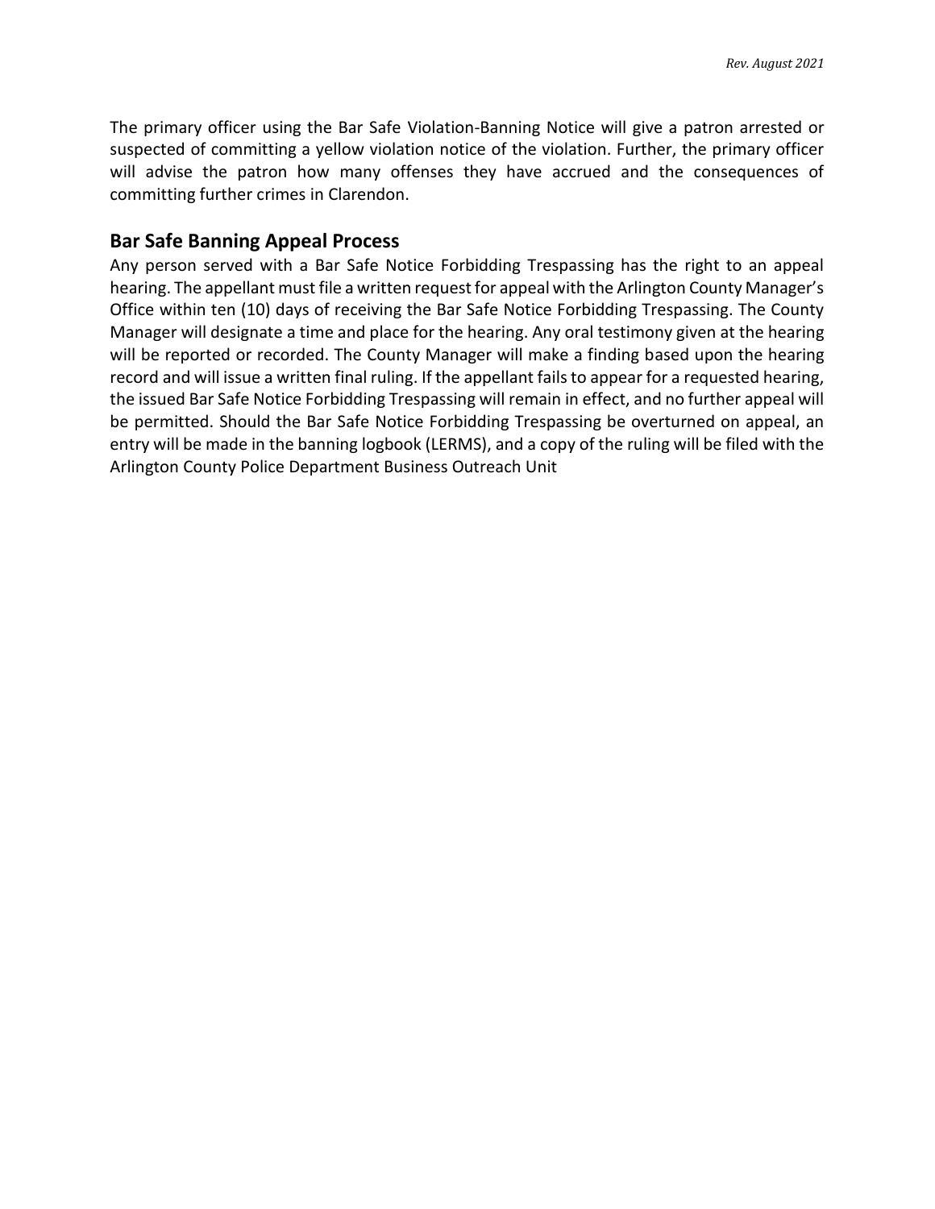The primary officer using the Bar Safe Violation-Banning Notice will give a patron arrested or suspected of committing a yellow violation notice of the violation. Further, the primary officer will advise the patron how many offenses they have accrued and the consequences of committing further crimes in Clarendon.

## Bar Safe Banning Appeal Process

Any person served with a Bar Safe Notice Forbidding Trespassing has the right to an appeal hearing. The appellant must file a written request for appeal with the Arlington County Manager's Office within ten (10) days of receiving the Bar Safe Notice Forbidding Trespassing. The County Manager will designate a time and place for the hearing. Any oral testimony given at the hearing will be reported or recorded. The County Manager will make a finding based upon the hearing record and will issue a written final ruling. If the appellant fails to appear for a requested hearing, the issued Bar Safe Notice Forbidding Trespassing will remain in effect, and no further appeal will be permitted. Should the Bar Safe Notice Forbidding Trespassing be overturned on appeal, an entry will be made in the banning logbook (LERMS), and a copy of the ruling will be filed with the Arlington County Police Department Business Outreach Unit